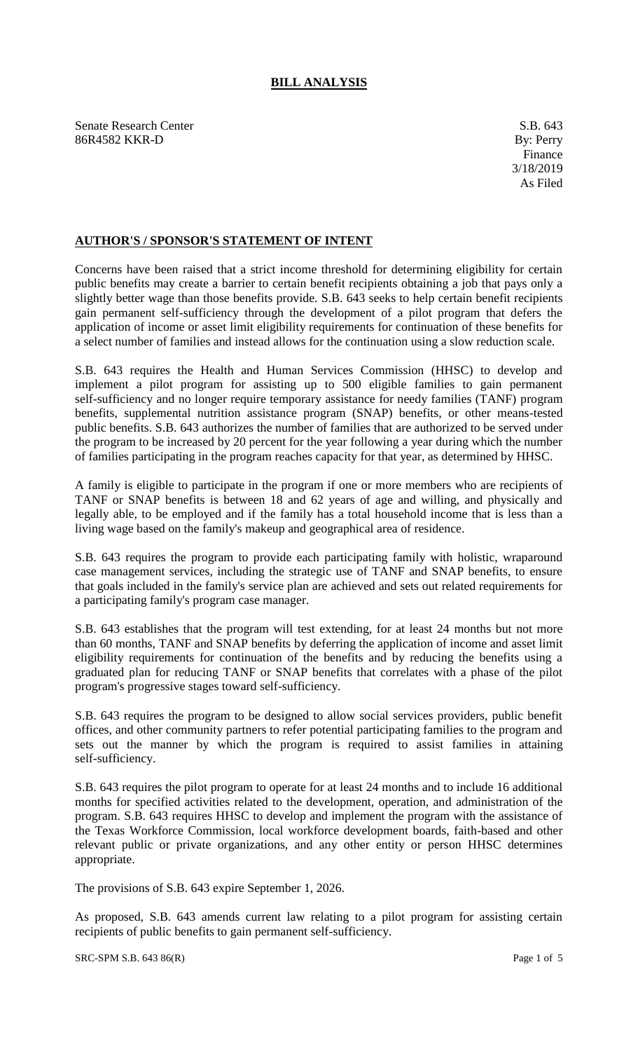# BILL ANALYSIS

Senate Research Center
86R4582 KKR-D

S.B. 643
By: Perry
Finance
3/18/2019
As Filed

## AUTHOR'S / SPONSOR'S STATEMENT OF INTENT

Concerns have been raised that a strict income threshold for determining eligibility for certain public benefits may create a barrier to certain benefit recipients obtaining a job that pays only a slightly better wage than those benefits provide. S.B. 643 seeks to help certain benefit recipients gain permanent self-sufficiency through the development of a pilot program that defers the application of income or asset limit eligibility requirements for continuation of these benefits for a select number of families and instead allows for the continuation using a slow reduction scale.

S.B. 643 requires the Health and Human Services Commission (HHSC) to develop and implement a pilot program for assisting up to 500 eligible families to gain permanent self-sufficiency and no longer require temporary assistance for needy families (TANF) program benefits, supplemental nutrition assistance program (SNAP) benefits, or other means-tested public benefits. S.B. 643 authorizes the number of families that are authorized to be served under the program to be increased by 20 percent for the year following a year during which the number of families participating in the program reaches capacity for that year, as determined by HHSC.

A family is eligible to participate in the program if one or more members who are recipients of TANF or SNAP benefits is between 18 and 62 years of age and willing, and physically and legally able, to be employed and if the family has a total household income that is less than a living wage based on the family's makeup and geographical area of residence.

S.B. 643 requires the program to provide each participating family with holistic, wraparound case management services, including the strategic use of TANF and SNAP benefits, to ensure that goals included in the family's service plan are achieved and sets out related requirements for a participating family's program case manager.

S.B. 643 establishes that the program will test extending, for at least 24 months but not more than 60 months, TANF and SNAP benefits by deferring the application of income and asset limit eligibility requirements for continuation of the benefits and by reducing the benefits using a graduated plan for reducing TANF or SNAP benefits that correlates with a phase of the pilot program's progressive stages toward self-sufficiency.

S.B. 643 requires the program to be designed to allow social services providers, public benefit offices, and other community partners to refer potential participating families to the program and sets out the manner by which the program is required to assist families in attaining self-sufficiency.

S.B. 643 requires the pilot program to operate for at least 24 months and to include 16 additional months for specified activities related to the development, operation, and administration of the program. S.B. 643 requires HHSC to develop and implement the program with the assistance of the Texas Workforce Commission, local workforce development boards, faith-based and other relevant public or private organizations, and any other entity or person HHSC determines appropriate.

The provisions of S.B. 643 expire September 1, 2026.

As proposed, S.B. 643 amends current law relating to a pilot program for assisting certain recipients of public benefits to gain permanent self-sufficiency.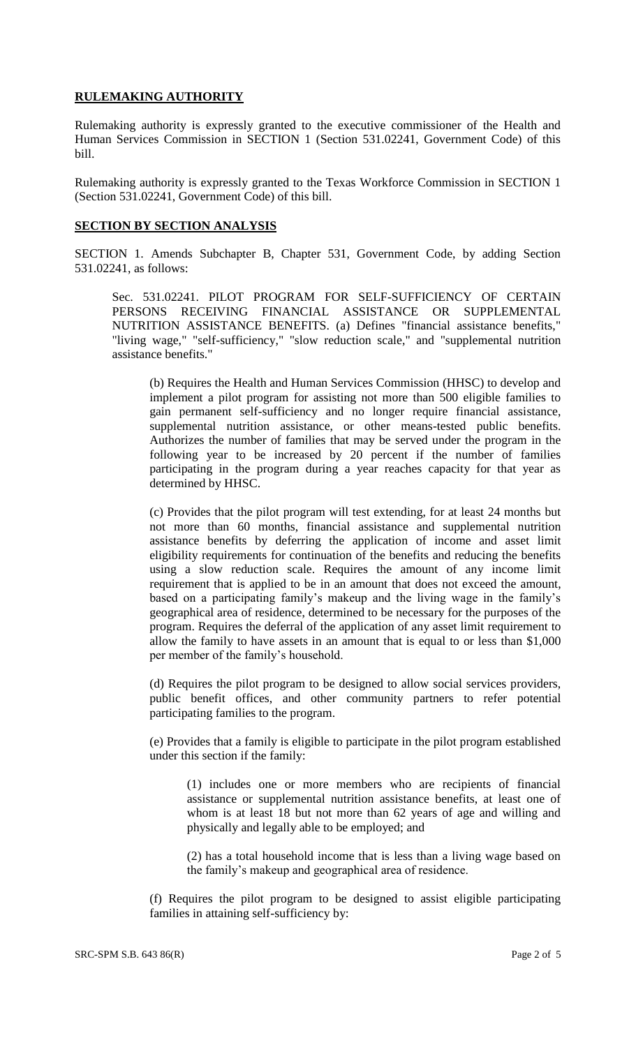## **RULEMAKING AUTHORITY**

Rulemaking authority is expressly granted to the executive commissioner of the Health and Human Services Commission in SECTION 1 (Section 531.02241, Government Code) of this bill.

Rulemaking authority is expressly granted to the Texas Workforce Commission in SECTION 1 (Section 531.02241, Government Code) of this bill.

## **SECTION BY SECTION ANALYSIS**

SECTION 1. Amends Subchapter B, Chapter 531, Government Code, by adding Section 531.02241, as follows:

Sec. 531.02241. PILOT PROGRAM FOR SELF-SUFFICIENCY OF CERTAIN PERSONS RECEIVING FINANCIAL ASSISTANCE OR SUPPLEMENTAL NUTRITION ASSISTANCE BENEFITS. (a) Defines "financial assistance benefits," "living wage," "self-sufficiency," "slow reduction scale," and "supplemental nutrition assistance benefits."

(b) Requires the Health and Human Services Commission (HHSC) to develop and implement a pilot program for assisting not more than 500 eligible families to gain permanent self-sufficiency and no longer require financial assistance, supplemental nutrition assistance, or other means-tested public benefits. Authorizes the number of families that may be served under the program in the following year to be increased by 20 percent if the number of families participating in the program during a year reaches capacity for that year as determined by HHSC.

(c) Provides that the pilot program will test extending, for at least 24 months but not more than 60 months, financial assistance and supplemental nutrition assistance benefits by deferring the application of income and asset limit eligibility requirements for continuation of the benefits and reducing the benefits using a slow reduction scale. Requires the amount of any income limit requirement that is applied to be in an amount that does not exceed the amount, based on a participating family's makeup and the living wage in the family's geographical area of residence, determined to be necessary for the purposes of the program. Requires the deferral of the application of any asset limit requirement to allow the family to have assets in an amount that is equal to or less than $1,000 per member of the family's household.

(d) Requires the pilot program to be designed to allow social services providers, public benefit offices, and other community partners to refer potential participating families to the program.

(e) Provides that a family is eligible to participate in the pilot program established under this section if the family:

(1) includes one or more members who are recipients of financial assistance or supplemental nutrition assistance benefits, at least one of whom is at least 18 but not more than 62 years of age and willing and physically and legally able to be employed; and

(2) has a total household income that is less than a living wage based on the family's makeup and geographical area of residence.

(f) Requires the pilot program to be designed to assist eligible participating families in attaining self-sufficiency by: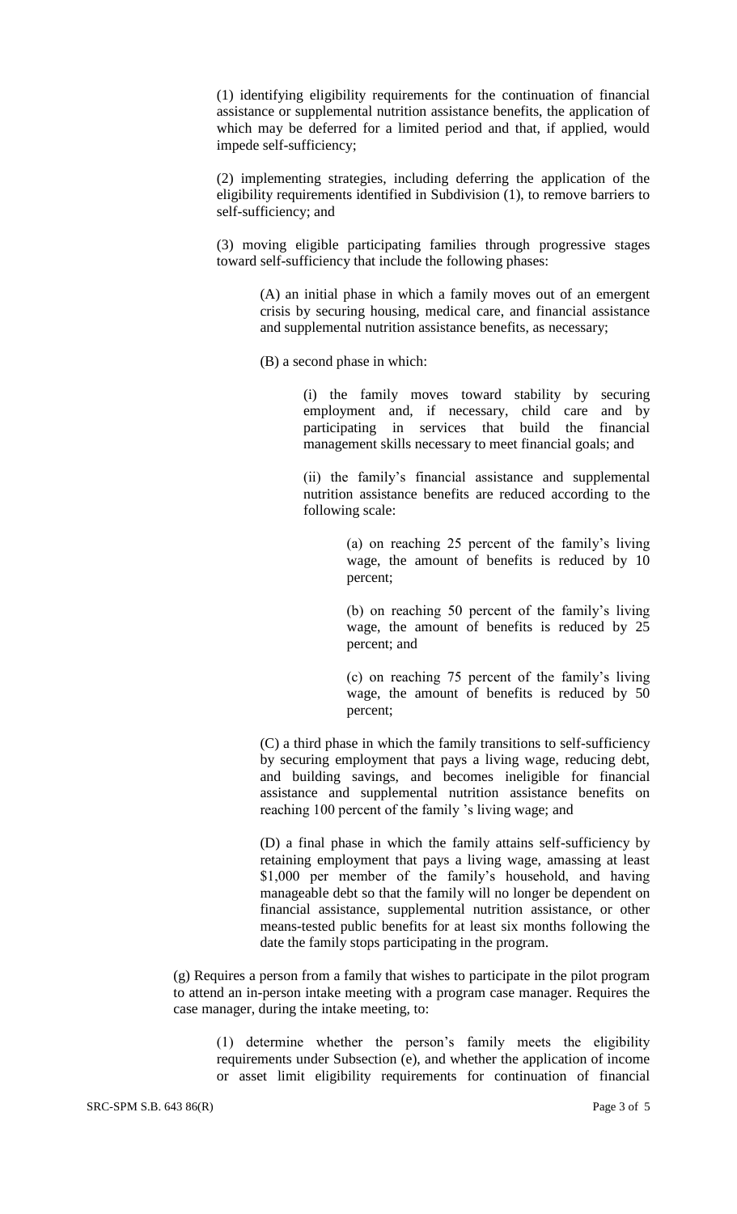(1) identifying eligibility requirements for the continuation of financial assistance or supplemental nutrition assistance benefits, the application of which may be deferred for a limited period and that, if applied, would impede self-sufficiency;

(2) implementing strategies, including deferring the application of the eligibility requirements identified in Subdivision (1), to remove barriers to self-sufficiency; and

(3) moving eligible participating families through progressive stages toward self-sufficiency that include the following phases:

> (A) an initial phase in which a family moves out of an emergent crisis by securing housing, medical care, and financial assistance and supplemental nutrition assistance benefits, as necessary;
>
> (B) a second phase in which:
>
> > (i) the family moves toward stability by securing employment and, if necessary, child care and by participating in services that build the financial management skills necessary to meet financial goals; and
> >
> > (ii) the family's financial assistance and supplemental nutrition assistance benefits are reduced according to the following scale:
> >
> > > (a) on reaching 25 percent of the family's living wage, the amount of benefits is reduced by 10 percent;
> > >
> > > (b) on reaching 50 percent of the family's living wage, the amount of benefits is reduced by 25 percent; and
> > >
> > > (c) on reaching 75 percent of the family's living wage, the amount of benefits is reduced by 50 percent;
>
> (C) a third phase in which the family transitions to self-sufficiency by securing employment that pays a living wage, reducing debt, and building savings, and becomes ineligible for financial assistance and supplemental nutrition assistance benefits on reaching 100 percent of the family 's living wage; and
>
> (D) a final phase in which the family attains self-sufficiency by retaining employment that pays a living wage, amassing at least \$1,000 per member of the family's household, and having manageable debt so that the family will no longer be dependent on financial assistance, supplemental nutrition assistance, or other means-tested public benefits for at least six months following the date the family stops participating in the program.

(g) Requires a person from a family that wishes to participate in the pilot program to attend an in-person intake meeting with a program case manager. Requires the case manager, during the intake meeting, to:

> (1) determine whether the person's family meets the eligibility requirements under Subsection (e), and whether the application of income or asset limit eligibility requirements for continuation of financial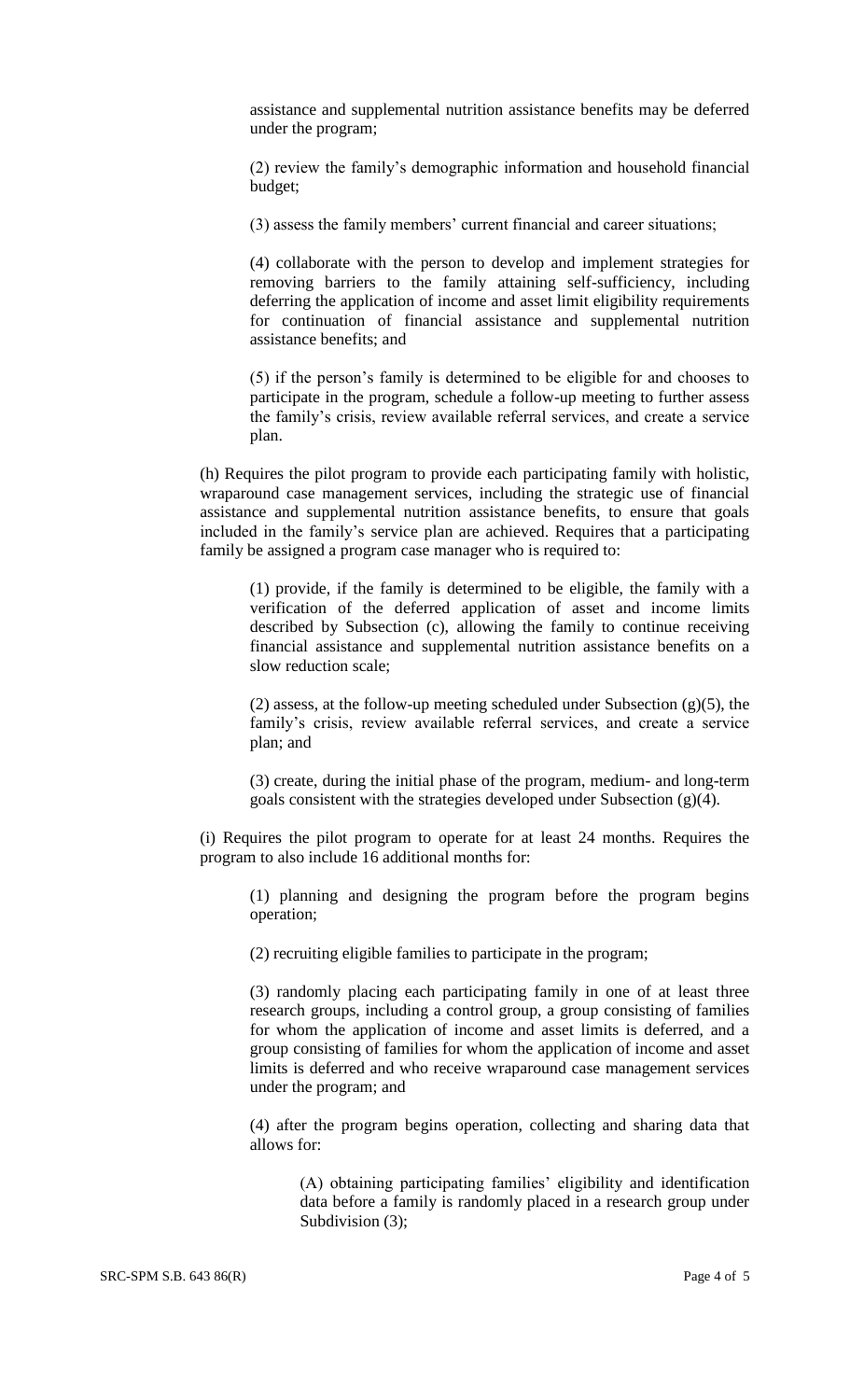assistance and supplemental nutrition assistance benefits may be deferred under the program;

(2) review the family's demographic information and household financial budget;

(3) assess the family members' current financial and career situations;

(4) collaborate with the person to develop and implement strategies for removing barriers to the family attaining self-sufficiency, including deferring the application of income and asset limit eligibility requirements for continuation of financial assistance and supplemental nutrition assistance benefits; and

(5) if the person's family is determined to be eligible for and chooses to participate in the program, schedule a follow-up meeting to further assess the family's crisis, review available referral services, and create a service plan.

(h) Requires the pilot program to provide each participating family with holistic, wraparound case management services, including the strategic use of financial assistance and supplemental nutrition assistance benefits, to ensure that goals included in the family's service plan are achieved. Requires that a participating family be assigned a program case manager who is required to:

(1) provide, if the family is determined to be eligible, the family with a verification of the deferred application of asset and income limits described by Subsection (c), allowing the family to continue receiving financial assistance and supplemental nutrition assistance benefits on a slow reduction scale;

(2) assess, at the follow-up meeting scheduled under Subsection (g)(5), the family's crisis, review available referral services, and create a service plan; and

(3) create, during the initial phase of the program, medium- and long-term goals consistent with the strategies developed under Subsection (g)(4).

(i) Requires the pilot program to operate for at least 24 months. Requires the program to also include 16 additional months for:

(1) planning and designing the program before the program begins operation;

(2) recruiting eligible families to participate in the program;

(3) randomly placing each participating family in one of at least three research groups, including a control group, a group consisting of families for whom the application of income and asset limits is deferred, and a group consisting of families for whom the application of income and asset limits is deferred and who receive wraparound case management services under the program; and

(4) after the program begins operation, collecting and sharing data that allows for:

(A) obtaining participating families' eligibility and identification data before a family is randomly placed in a research group under Subdivision (3);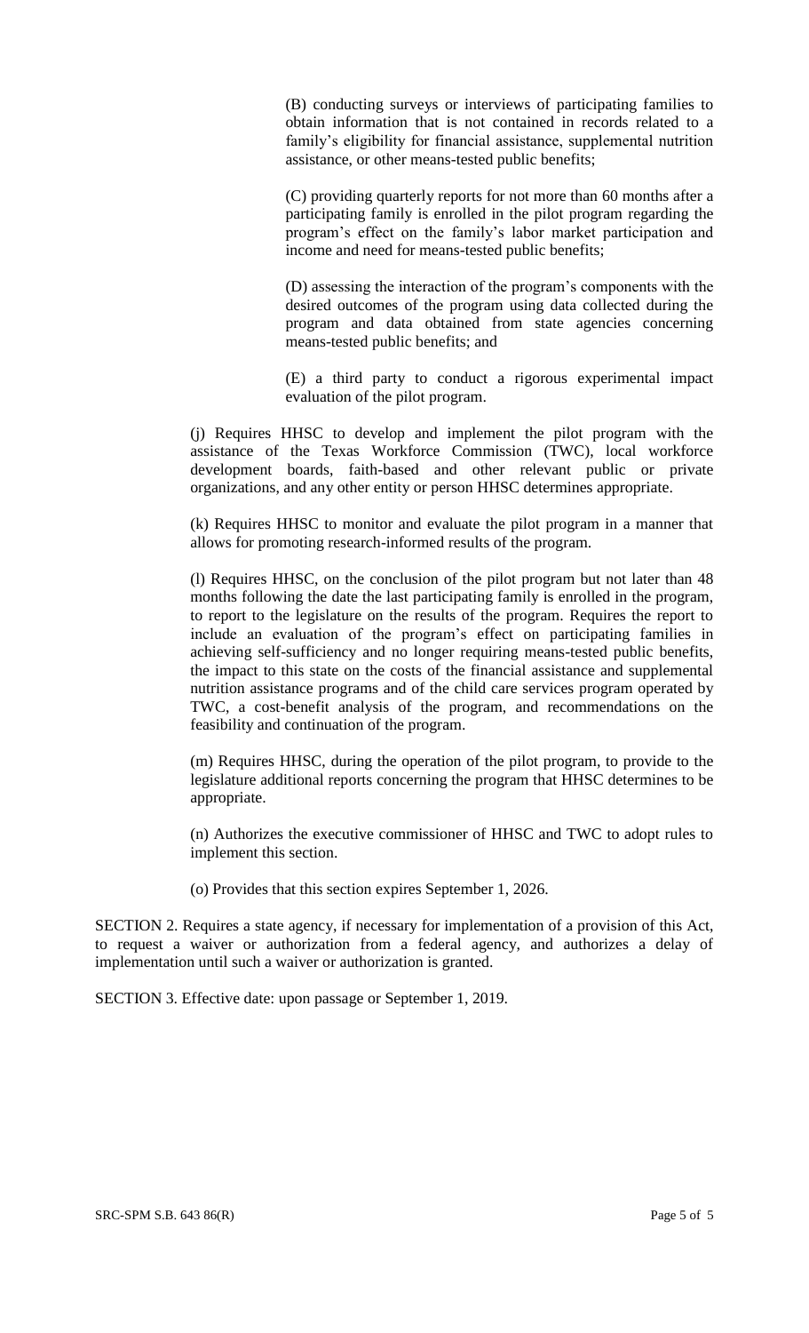(B) conducting surveys or interviews of participating families to obtain information that is not contained in records related to a family's eligibility for financial assistance, supplemental nutrition assistance, or other means-tested public benefits;

(C) providing quarterly reports for not more than 60 months after a participating family is enrolled in the pilot program regarding the program's effect on the family's labor market participation and income and need for means-tested public benefits;

(D) assessing the interaction of the program's components with the desired outcomes of the program using data collected during the program and data obtained from state agencies concerning means-tested public benefits; and

(E) a third party to conduct a rigorous experimental impact evaluation of the pilot program.

(j) Requires HHSC to develop and implement the pilot program with the assistance of the Texas Workforce Commission (TWC), local workforce development boards, faith-based and other relevant public or private organizations, and any other entity or person HHSC determines appropriate.

(k) Requires HHSC to monitor and evaluate the pilot program in a manner that allows for promoting research-informed results of the program.

(l) Requires HHSC, on the conclusion of the pilot program but not later than 48 months following the date the last participating family is enrolled in the program, to report to the legislature on the results of the program. Requires the report to include an evaluation of the program's effect on participating families in achieving self-sufficiency and no longer requiring means-tested public benefits, the impact to this state on the costs of the financial assistance and supplemental nutrition assistance programs and of the child care services program operated by TWC, a cost-benefit analysis of the program, and recommendations on the feasibility and continuation of the program.

(m) Requires HHSC, during the operation of the pilot program, to provide to the legislature additional reports concerning the program that HHSC determines to be appropriate.

(n) Authorizes the executive commissioner of HHSC and TWC to adopt rules to implement this section.

(o) Provides that this section expires September 1, 2026.

SECTION 2. Requires a state agency, if necessary for implementation of a provision of this Act, to request a waiver or authorization from a federal agency, and authorizes a delay of implementation until such a waiver or authorization is granted.

SECTION 3. Effective date: upon passage or September 1, 2019.